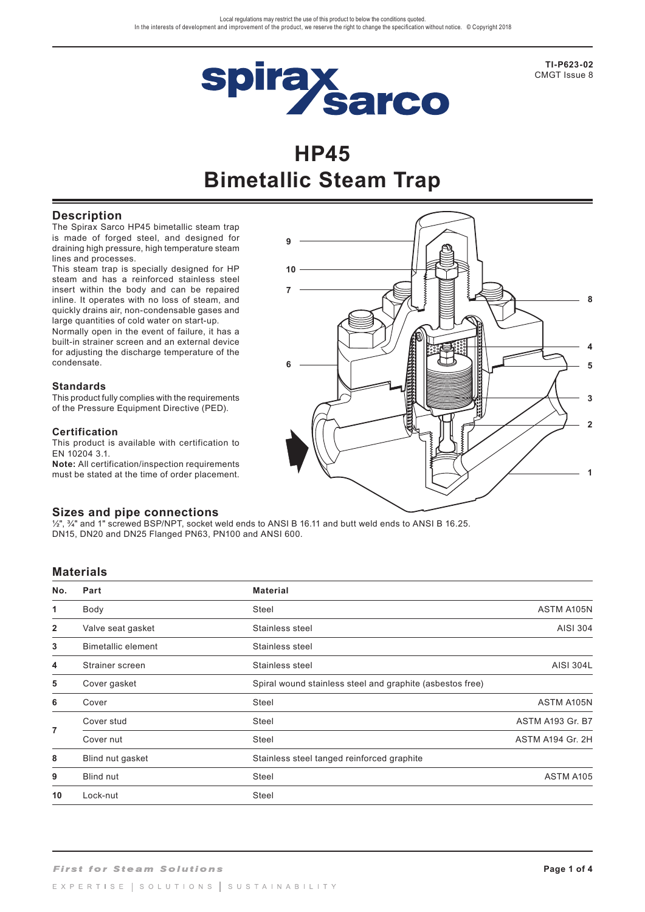Local regulations may restrict the use of this product to below the conditions quoted.
In the interests of development and improvement of the product, we reserve the right to change the specification without notice. © Copyright 2018

TI-P623-02
CMGT Issue 8

# HP45
# Bimetallic Steam Trap

## Description

The Spirax Sarco HP45 bimetallic steam trap is made of forged steel, and designed for draining high pressure, high temperature steam lines and processes.

This steam trap is specially designed for HP steam and has a reinforced stainless steel insert within the body and can be repaired inline. It operates with no loss of steam, and quickly drains air, non-condensable gases and large quantities of cold water on start-up.

Normally open in the event of failure, it has a built-in strainer screen and an external device for adjusting the discharge temperature of the condensate.

### Standards

This product fully complies with the requirements of the Pressure Equipment Directive (PED).

### Certification

This product is available with certification to EN 10204 3.1.

**Note:** All certification/inspection requirements must be stated at the time of order placement.

## Sizes and pipe connections

½", ¾" and 1" screwed BSP/NPT, socket weld ends to ANSI B 16.11 and butt weld ends to ANSI B 16.25.
DN15, DN20 and DN25 Flanged PN63, PN100 and ANSI 600.

## Materials

| No. | Part | Material | |
|---|---|---|---|
| 1 | Body | Steel | ASTM A105N |
| 2 | Valve seat gasket | Stainless steel | AISI 304 |
| 3 | Bimetallic element | Stainless steel | |
| 4 | Strainer screen | Stainless steel | AISI 304L |
| 5 | Cover gasket | Spiral wound stainless steel and graphite (asbestos free) | |
| 6 | Cover | Steel | ASTM A105N |
| 7 | Cover stud | Steel | ASTM A193 Gr. B7 |
| | Cover nut | Steel | ASTM A194 Gr. 2H |
| 8 | Blind nut gasket | Stainless steel tanged reinforced graphite | |
| 9 | Blind nut | Steel | ASTM A105 |
| 10 | Lock-nut | Steel | |

*First for Steam Solutions*

EXPERTISE | SOLUTIONS | SUSTAINABILITY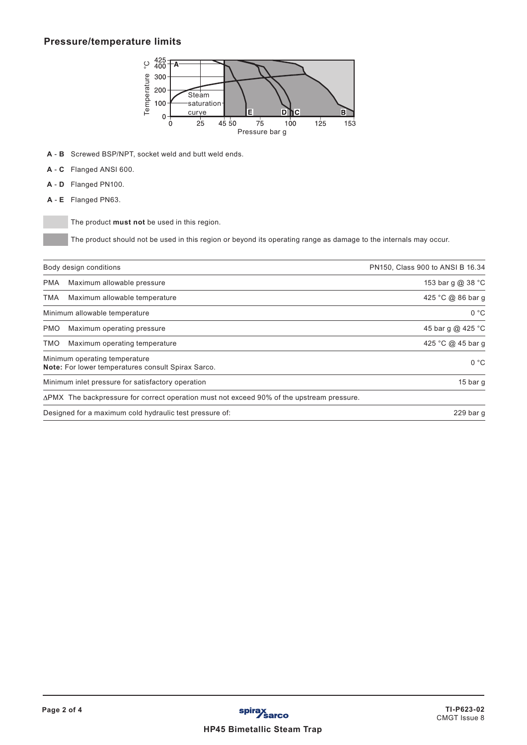## Pressure/temperature limits

**A - B** Screwed BSP/NPT, socket weld and butt weld ends.

**A - C** Flanged ANSI 600.

**A - D** Flanged PN100.

**A - E** Flanged PN63.

The product **must not** be used in this region.

The product should not be used in this region or beyond its operating range as damage to the internals may occur.

| Body design conditions | PN150, Class 900 to ANSI B 16.34 |
|---|---|
| PMA Maximum allowable pressure | 153 bar g @ 38 °C |
| TMA Maximum allowable temperature | 425 °C @ 86 bar g |
| Minimum allowable temperature | 0 °C |
| PMO Maximum operating pressure | 45 bar g @ 425 °C |
| TMO Maximum operating temperature | 425 °C @ 45 bar g |
| Minimum operating temperature<br>**Note:** For lower temperatures consult Spirax Sarco. | 0 °C |
| Minimum inlet pressure for satisfactory operation | 15 bar g |
| ΔPMX The backpressure for correct operation must not exceed 90% of the upstream pressure. | |
| Designed for a maximum cold hydraulic test pressure of: | 229 bar g |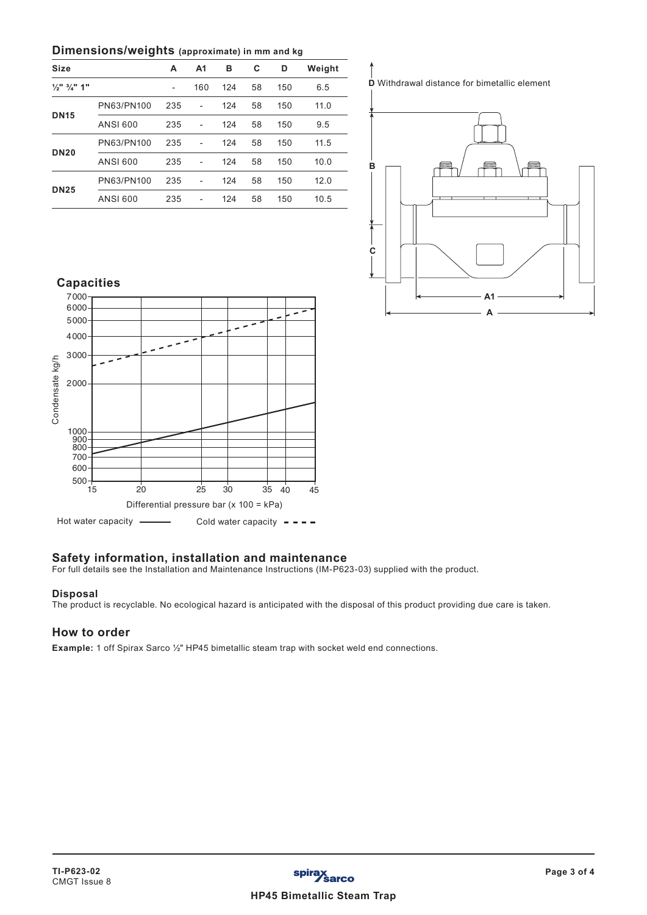## Dimensions/weights (approximate) in mm and kg

| Size | | A | A1 | B | C | D | Weight |
|---|---|---|---|---|---|---|---|
| ½" ¾" 1" | | - | 160 | 124 | 58 | 150 | 6.5 |
| DN15 | PN63/PN100 | 235 | - | 124 | 58 | 150 | 11.0 |
| | ANSI 600 | 235 | - | 124 | 58 | 150 | 9.5 |
| DN20 | PN63/PN100 | 235 | - | 124 | 58 | 150 | 11.5 |
| | ANSI 600 | 235 | - | 124 | 58 | 150 | 10.0 |
| DN25 | PN63/PN100 | 235 | - | 124 | 58 | 150 | 12.0 |
| | ANSI 600 | 235 | - | 124 | 58 | 150 | 10.5 |

**D** Withdrawal distance for bimetallic element

## Capacities

Condensate kg/h

Differential pressure bar (x 100 = kPa)

Hot water capacity ——— Cold water capacity - - - -

## Safety information, installation and maintenance

For full details see the Installation and Maintenance Instructions (IM-P623-03) supplied with the product.

### Disposal

The product is recyclable. No ecological hazard is anticipated with the disposal of this product providing due care is taken.

## How to order

**Example:** 1 off Spirax Sarco ½" HP45 bimetallic steam trap with socket weld end connections.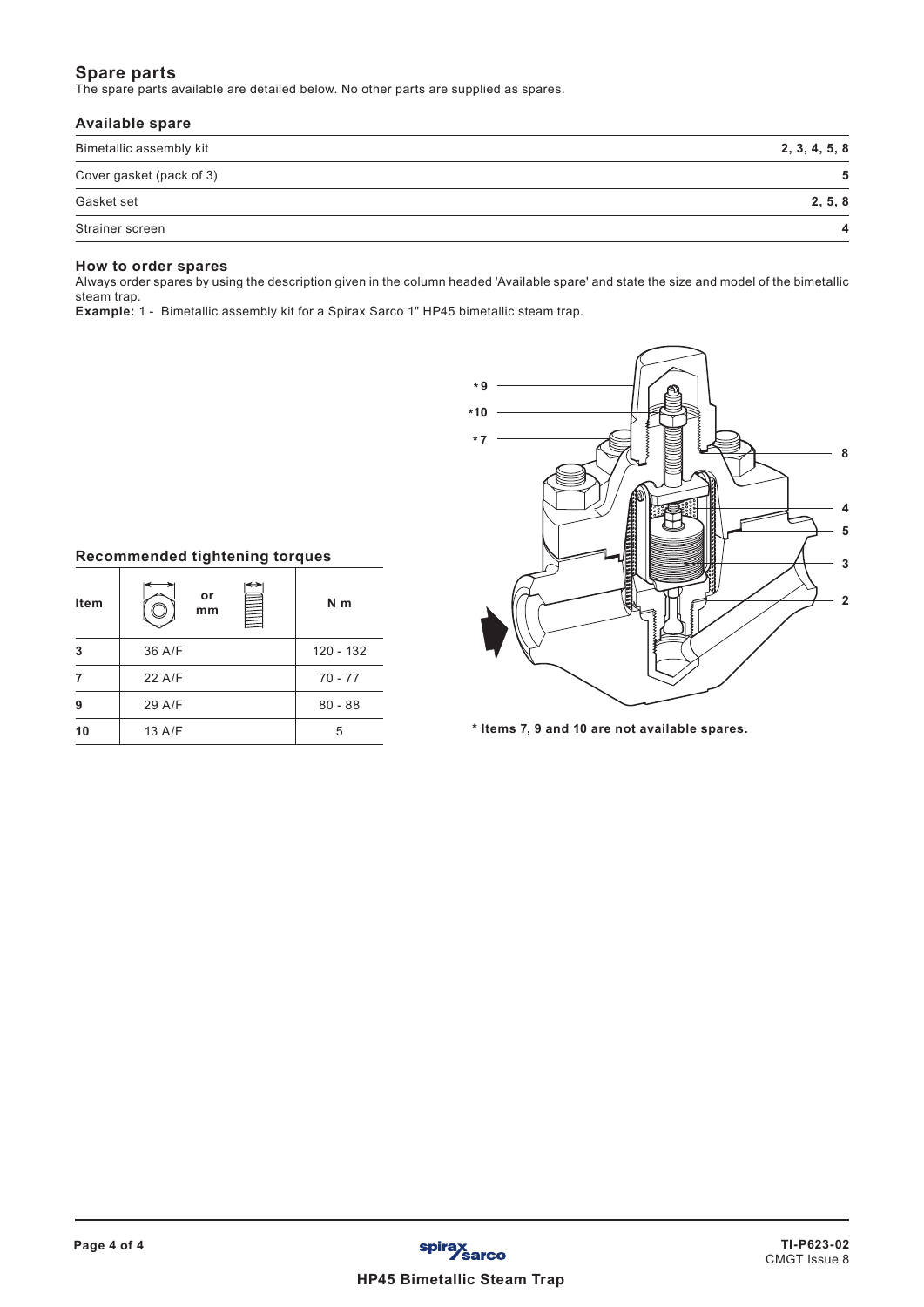## Spare parts

The spare parts available are detailed below. No other parts are supplied as spares.

| Available spare | |
|---|---|
| Bimetallic assembly kit | **2, 3, 4, 5, 8** |
| Cover gasket (pack of 3) | **5** |
| Gasket set | **2, 5, 8** |
| Strainer screen | **4** |

### How to order spares

Always order spares by using the description given in the column headed 'Available spare' and state the size and model of the bimetallic steam trap.

**Example:** 1 - Bimetallic assembly kit for a Spirax Sarco 1" HP45 bimetallic steam trap.

### Recommended tightening torques

| Item | or mm | N m |
|---|---|---|
| **3** | 36 A/F | 120 - 132 |
| **7** | 22 A/F | 70 - 77 |
| **9** | 29 A/F | 80 - 88 |
| **10** | 13 A/F | 5 |

*9

*10

*7

8

4

5

3

2

**\* Items 7, 9 and 10 are not available spares.**